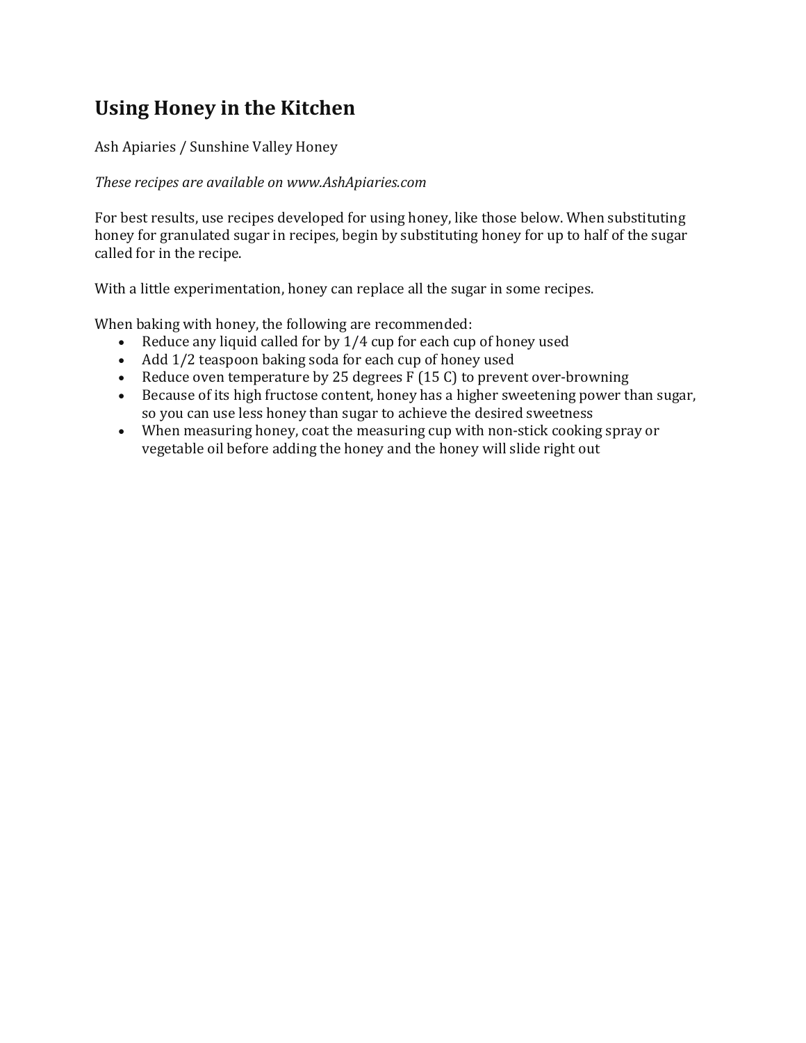# Using Honey in the Kitchen

Ash Apiaries / Sunshine Valley Honey

*These recipes are available on www.AshApiaries.com*

For best results, use recipes developed for using honey, like those below. When substituting honey for granulated sugar in recipes, begin by substituting honey for up to half of the sugar called for in the recipe.

With a little experimentation, honey can replace all the sugar in some recipes.

When baking with honey, the following are recommended:

- Reduce any liquid called for by 1/4 cup for each cup of honey used
- Add 1/2 teaspoon baking soda for each cup of honey used
- Reduce oven temperature by 25 degrees F (15 C) to prevent over-browning
- Because of its high fructose content, honey has a higher sweetening power than sugar, so you can use less honey than sugar to achieve the desired sweetness
- When measuring honey, coat the measuring cup with non-stick cooking spray or vegetable oil before adding the honey and the honey will slide right out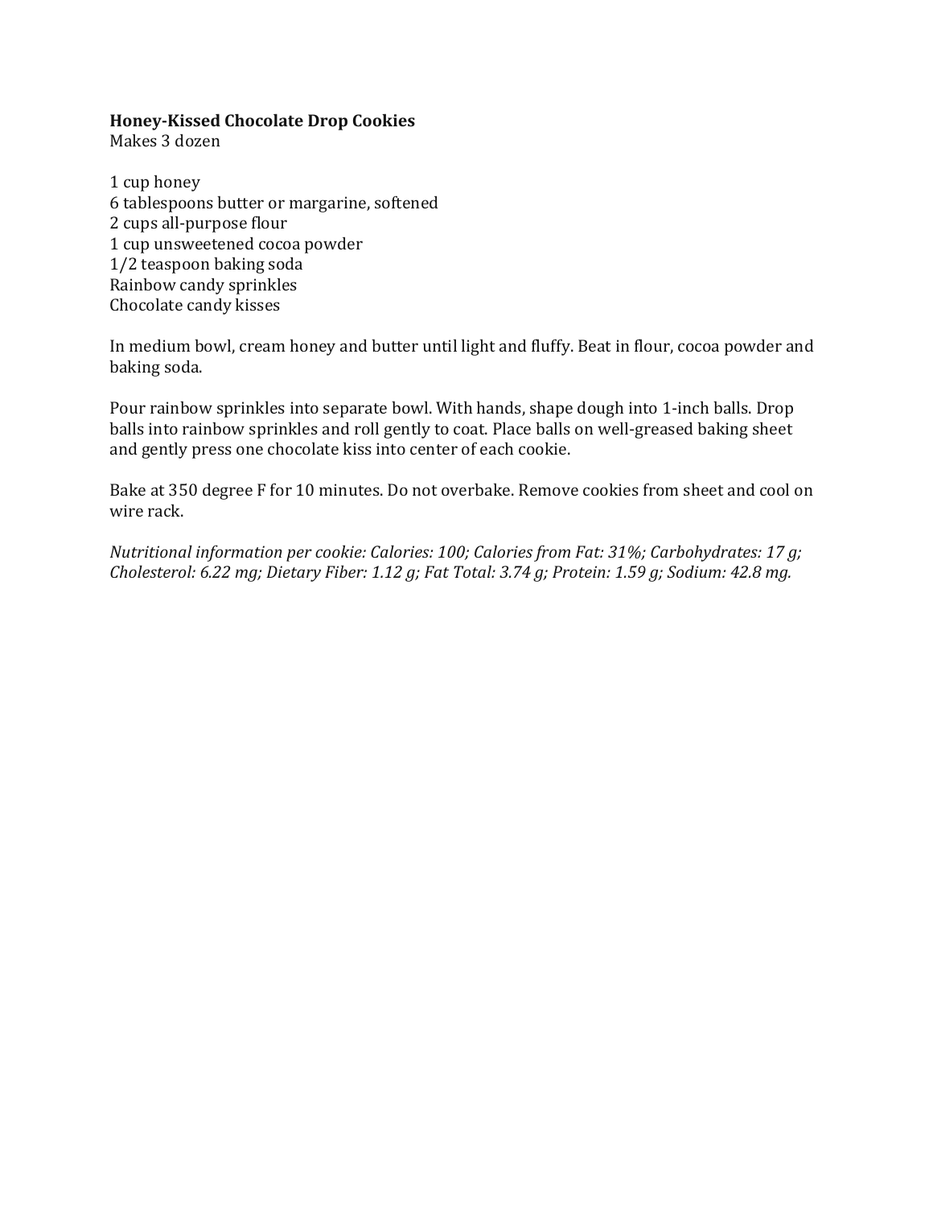**Honey-Kissed Chocolate Drop Cookies**
Makes 3 dozen

1 cup honey
6 tablespoons butter or margarine, softened
2 cups all-purpose flour
1 cup unsweetened cocoa powder
1/2 teaspoon baking soda
Rainbow candy sprinkles
Chocolate candy kisses

In medium bowl, cream honey and butter until light and fluffy. Beat in flour, cocoa powder and baking soda.

Pour rainbow sprinkles into separate bowl. With hands, shape dough into 1-inch balls. Drop balls into rainbow sprinkles and roll gently to coat. Place balls on well-greased baking sheet and gently press one chocolate kiss into center of each cookie.

Bake at 350 degree F for 10 minutes. Do not overbake. Remove cookies from sheet and cool on wire rack.

*Nutritional information per cookie: Calories: 100; Calories from Fat: 31%; Carbohydrates: 17 g; Cholesterol: 6.22 mg; Dietary Fiber: 1.12 g; Fat Total: 3.74 g; Protein: 1.59 g; Sodium: 42.8 mg.*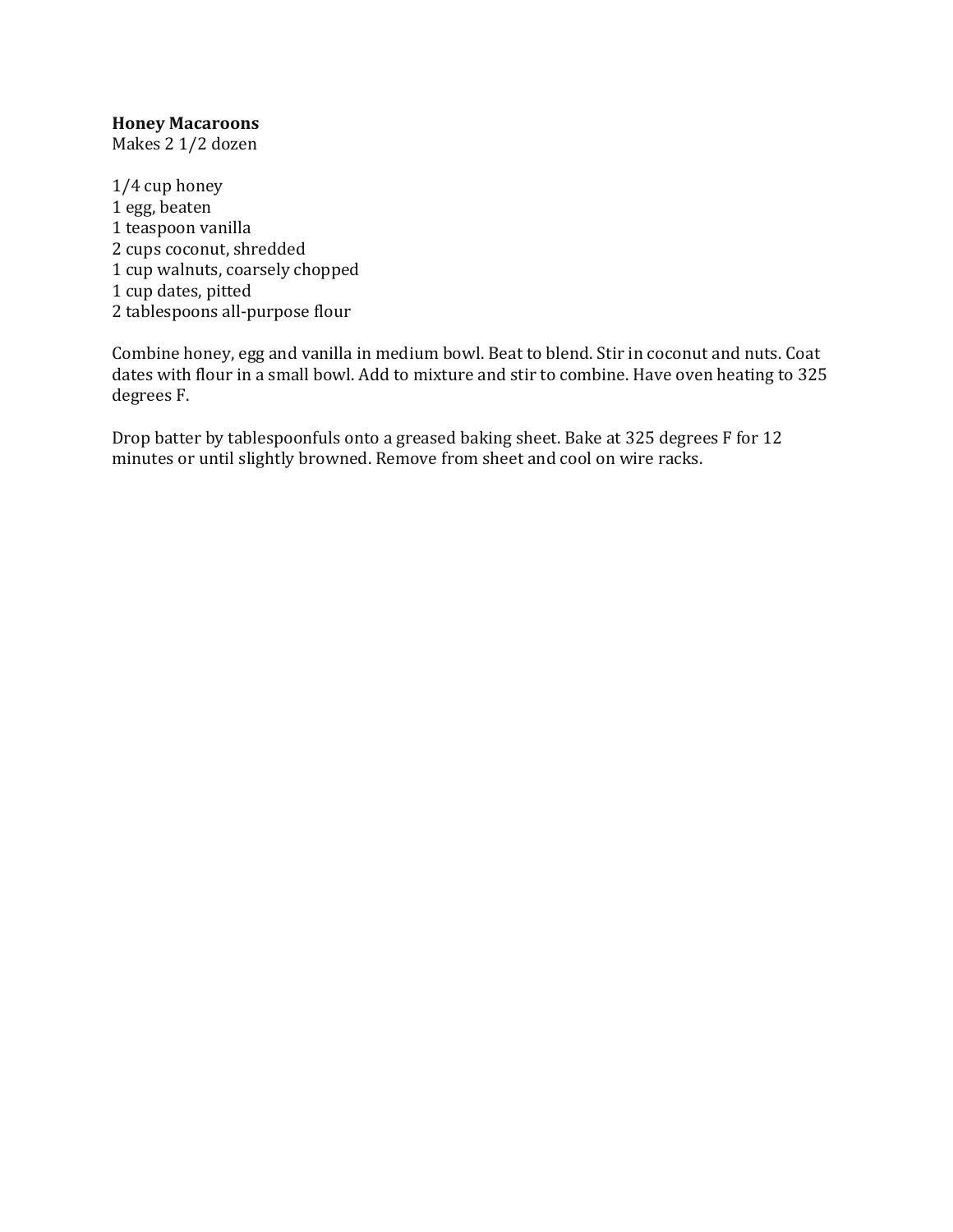**Honey Macaroons**
Makes 2 1/2 dozen

1/4 cup honey
1 egg, beaten
1 teaspoon vanilla
2 cups coconut, shredded
1 cup walnuts, coarsely chopped
1 cup dates, pitted
2 tablespoons all-purpose flour

Combine honey, egg and vanilla in medium bowl. Beat to blend. Stir in coconut and nuts. Coat dates with flour in a small bowl. Add to mixture and stir to combine. Have oven heating to 325 degrees F.

Drop batter by tablespoonfuls onto a greased baking sheet. Bake at 325 degrees F for 12 minutes or until slightly browned. Remove from sheet and cool on wire racks.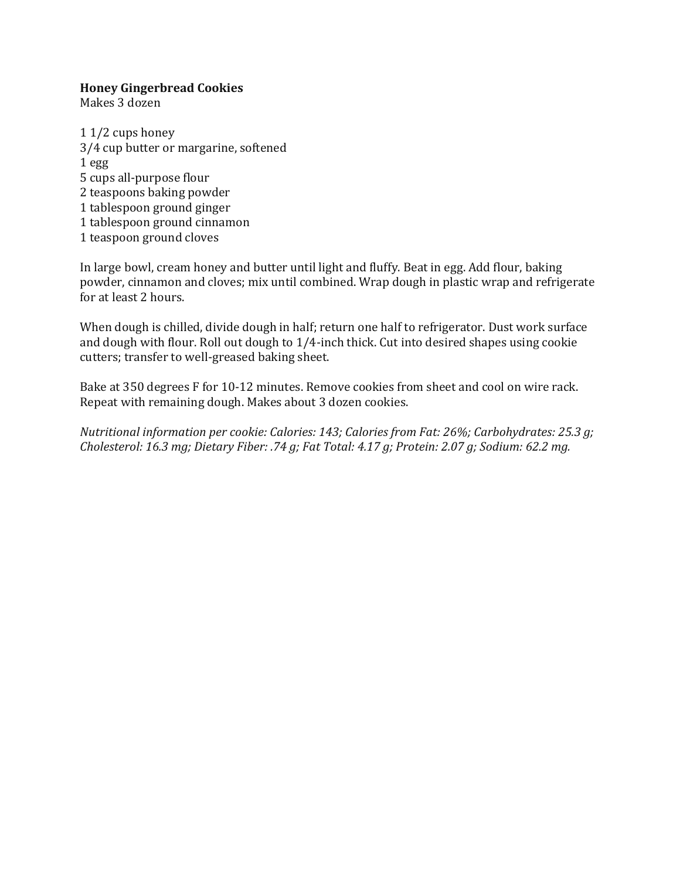**Honey Gingerbread Cookies**
Makes 3 dozen

1 1/2 cups honey
3/4 cup butter or margarine, softened
1 egg
5 cups all-purpose flour
2 teaspoons baking powder
1 tablespoon ground ginger
1 tablespoon ground cinnamon
1 teaspoon ground cloves

In large bowl, cream honey and butter until light and fluffy. Beat in egg. Add flour, baking powder, cinnamon and cloves; mix until combined. Wrap dough in plastic wrap and refrigerate for at least 2 hours.

When dough is chilled, divide dough in half; return one half to refrigerator. Dust work surface and dough with flour. Roll out dough to 1/4-inch thick. Cut into desired shapes using cookie cutters; transfer to well-greased baking sheet.

Bake at 350 degrees F for 10-12 minutes. Remove cookies from sheet and cool on wire rack. Repeat with remaining dough. Makes about 3 dozen cookies.

*Nutritional information per cookie: Calories: 143; Calories from Fat: 26%; Carbohydrates: 25.3 g; Cholesterol: 16.3 mg; Dietary Fiber: .74 g; Fat Total: 4.17 g; Protein: 2.07 g; Sodium: 62.2 mg.*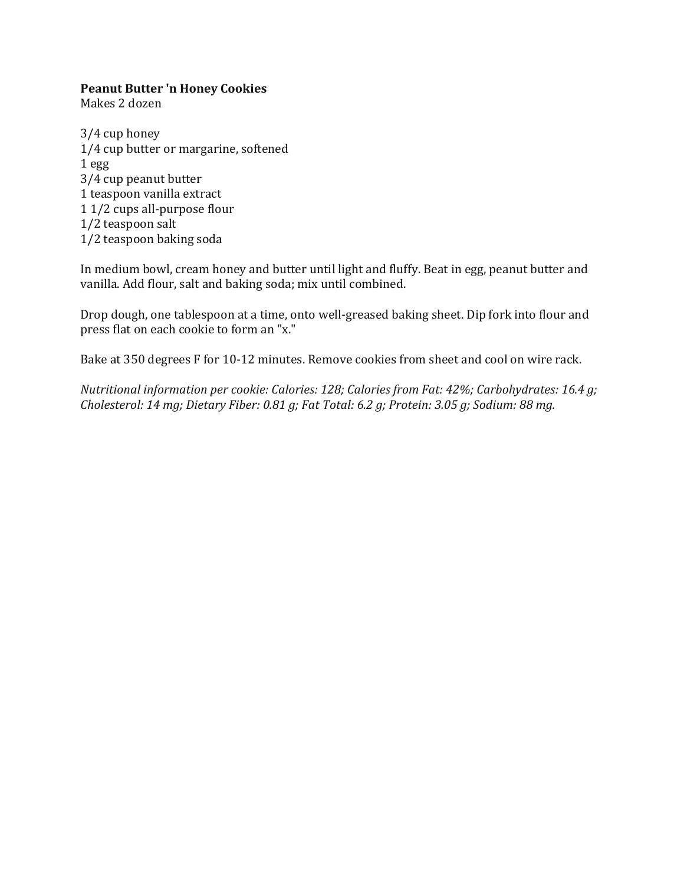**Peanut Butter 'n Honey Cookies**
Makes 2 dozen

3/4 cup honey
1/4 cup butter or margarine, softened
1 egg
3/4 cup peanut butter
1 teaspoon vanilla extract
1 1/2 cups all-purpose flour
1/2 teaspoon salt
1/2 teaspoon baking soda

In medium bowl, cream honey and butter until light and fluffy. Beat in egg, peanut butter and vanilla. Add flour, salt and baking soda; mix until combined.

Drop dough, one tablespoon at a time, onto well-greased baking sheet. Dip fork into flour and press flat on each cookie to form an "x."

Bake at 350 degrees F for 10-12 minutes. Remove cookies from sheet and cool on wire rack.

*Nutritional information per cookie: Calories: 128; Calories from Fat: 42%; Carbohydrates: 16.4 g; Cholesterol: 14 mg; Dietary Fiber: 0.81 g; Fat Total: 6.2 g; Protein: 3.05 g; Sodium: 88 mg.*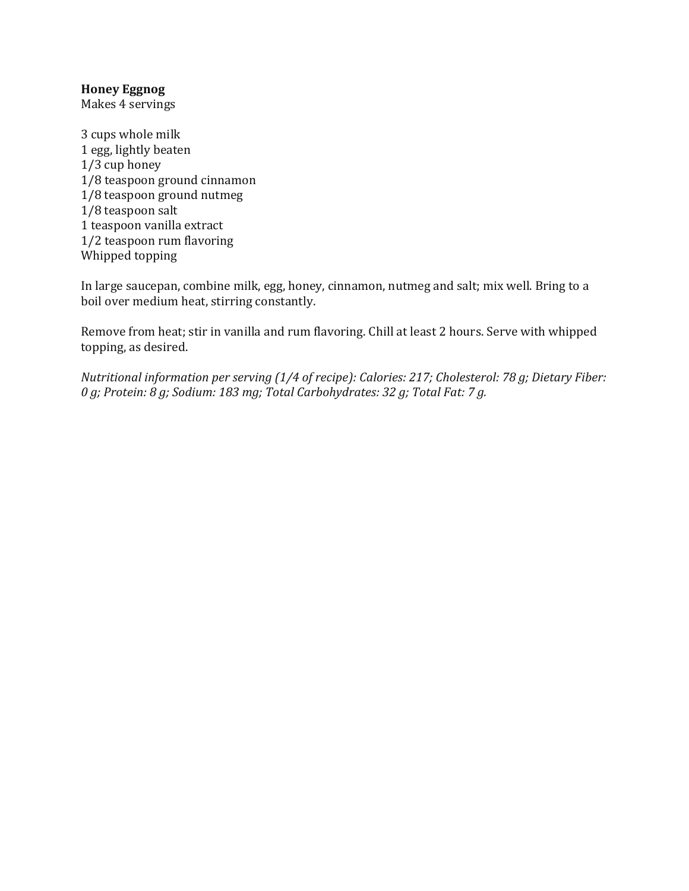**Honey Eggnog**
Makes 4 servings

3 cups whole milk
1 egg, lightly beaten
1/3 cup honey
1/8 teaspoon ground cinnamon
1/8 teaspoon ground nutmeg
1/8 teaspoon salt
1 teaspoon vanilla extract
1/2 teaspoon rum flavoring
Whipped topping

In large saucepan, combine milk, egg, honey, cinnamon, nutmeg and salt; mix well. Bring to a boil over medium heat, stirring constantly.

Remove from heat; stir in vanilla and rum flavoring. Chill at least 2 hours. Serve with whipped topping, as desired.

*Nutritional information per serving (1/4 of recipe): Calories: 217; Cholesterol: 78 g; Dietary Fiber: 0 g; Protein: 8 g; Sodium: 183 mg; Total Carbohydrates: 32 g; Total Fat: 7 g.*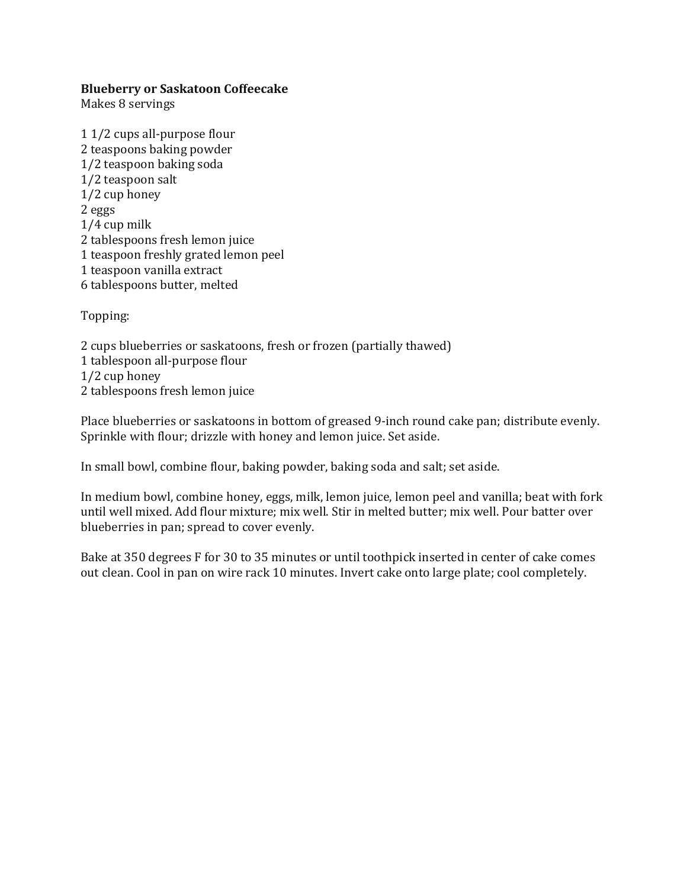**Blueberry or Saskatoon Coffeecake**
Makes 8 servings

1 1/2 cups all-purpose flour
2 teaspoons baking powder
1/2 teaspoon baking soda
1/2 teaspoon salt
1/2 cup honey
2 eggs
1/4 cup milk
2 tablespoons fresh lemon juice
1 teaspoon freshly grated lemon peel
1 teaspoon vanilla extract
6 tablespoons butter, melted

Topping:

2 cups blueberries or saskatoons, fresh or frozen (partially thawed)
1 tablespoon all-purpose flour
1/2 cup honey
2 tablespoons fresh lemon juice

Place blueberries or saskatoons in bottom of greased 9-inch round cake pan; distribute evenly. Sprinkle with flour; drizzle with honey and lemon juice. Set aside.

In small bowl, combine flour, baking powder, baking soda and salt; set aside.

In medium bowl, combine honey, eggs, milk, lemon juice, lemon peel and vanilla; beat with fork until well mixed. Add flour mixture; mix well. Stir in melted butter; mix well. Pour batter over blueberries in pan; spread to cover evenly.

Bake at 350 degrees F for 30 to 35 minutes or until toothpick inserted in center of cake comes out clean. Cool in pan on wire rack 10 minutes. Invert cake onto large plate; cool completely.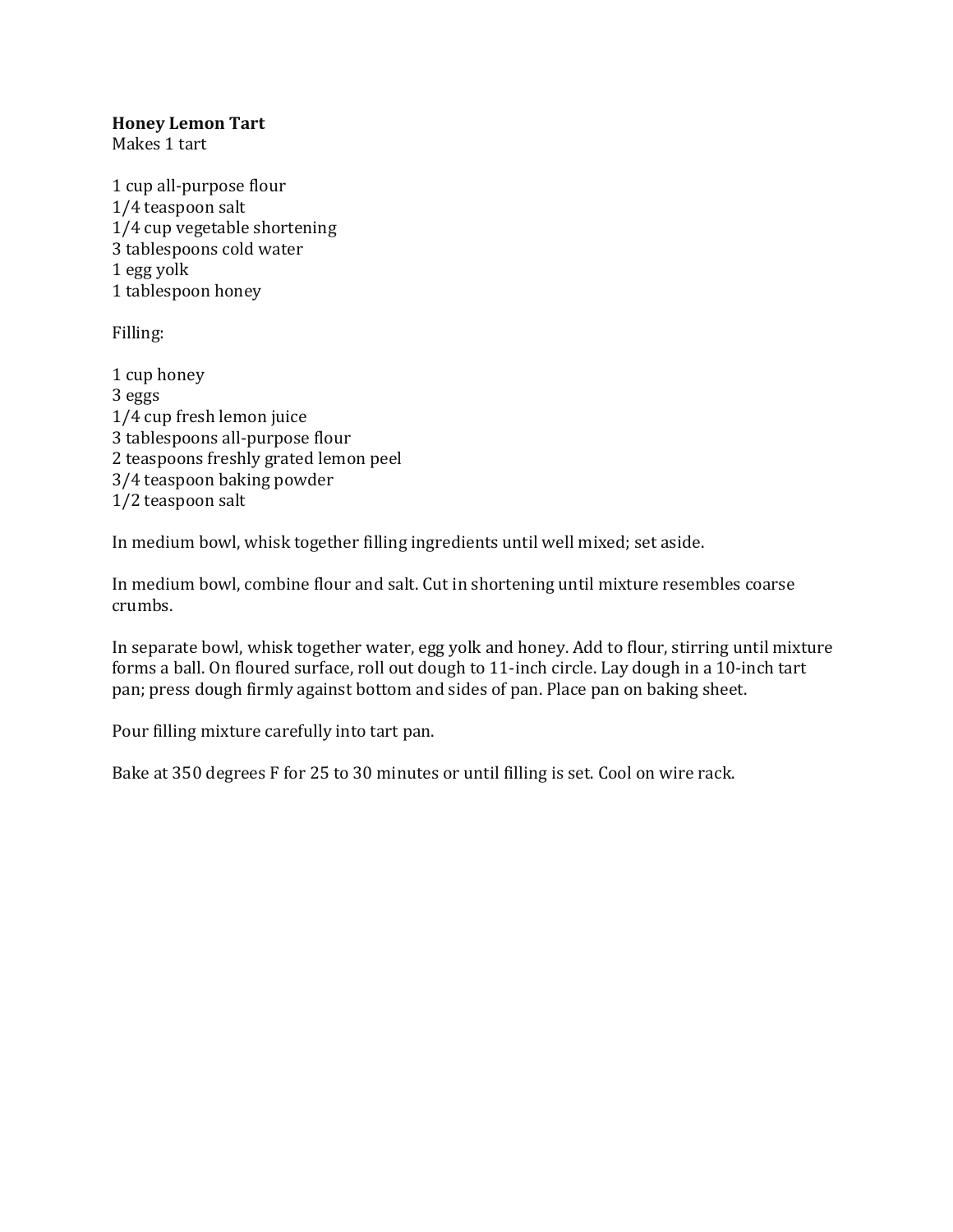**Honey Lemon Tart**
Makes 1 tart

1 cup all-purpose flour
1/4 teaspoon salt
1/4 cup vegetable shortening
3 tablespoons cold water
1 egg yolk
1 tablespoon honey

Filling:

1 cup honey
3 eggs
1/4 cup fresh lemon juice
3 tablespoons all-purpose flour
2 teaspoons freshly grated lemon peel
3/4 teaspoon baking powder
1/2 teaspoon salt

In medium bowl, whisk together filling ingredients until well mixed; set aside.

In medium bowl, combine flour and salt. Cut in shortening until mixture resembles coarse crumbs.

In separate bowl, whisk together water, egg yolk and honey. Add to flour, stirring until mixture forms a ball. On floured surface, roll out dough to 11-inch circle. Lay dough in a 10-inch tart pan; press dough firmly against bottom and sides of pan. Place pan on baking sheet.

Pour filling mixture carefully into tart pan.

Bake at 350 degrees F for 25 to 30 minutes or until filling is set. Cool on wire rack.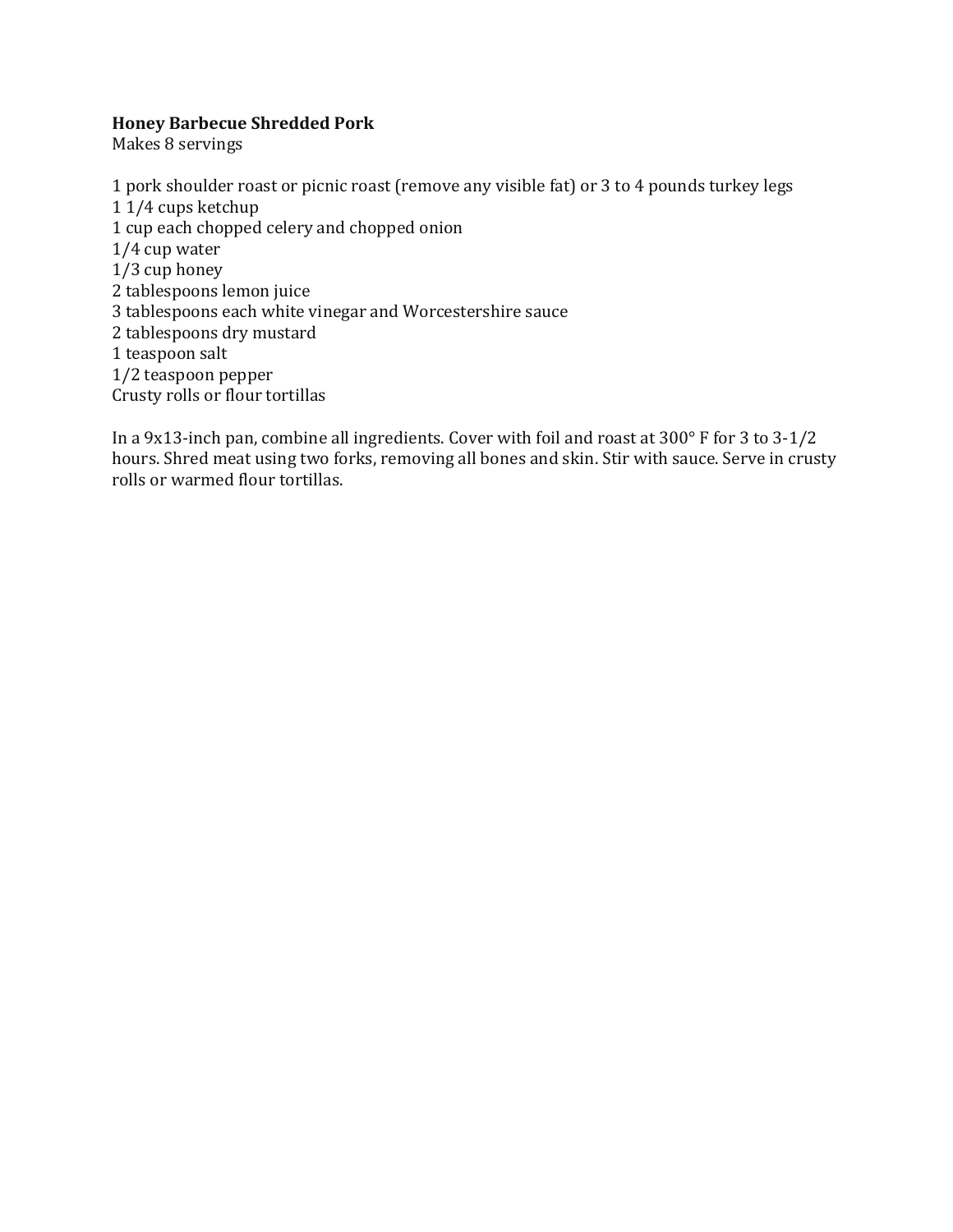**Honey Barbecue Shredded Pork**

Makes 8 servings

1 pork shoulder roast or picnic roast (remove any visible fat) or 3 to 4 pounds turkey legs
1 1/4 cups ketchup
1 cup each chopped celery and chopped onion
1/4 cup water
1/3 cup honey
2 tablespoons lemon juice
3 tablespoons each white vinegar and Worcestershire sauce
2 tablespoons dry mustard
1 teaspoon salt
1/2 teaspoon pepper
Crusty rolls or flour tortillas

In a 9x13-inch pan, combine all ingredients. Cover with foil and roast at 300° F for 3 to 3-1/2 hours. Shred meat using two forks, removing all bones and skin. Stir with sauce. Serve in crusty rolls or warmed flour tortillas.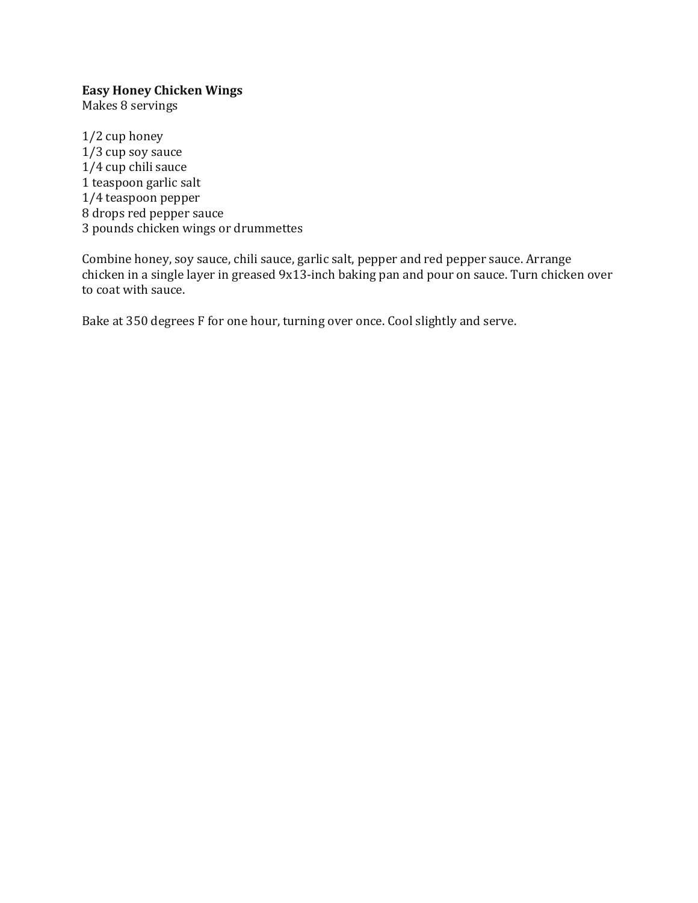**Easy Honey Chicken Wings**
Makes 8 servings

1/2 cup honey
1/3 cup soy sauce
1/4 cup chili sauce
1 teaspoon garlic salt
1/4 teaspoon pepper
8 drops red pepper sauce
3 pounds chicken wings or drummettes

Combine honey, soy sauce, chili sauce, garlic salt, pepper and red pepper sauce. Arrange chicken in a single layer in greased 9x13-inch baking pan and pour on sauce. Turn chicken over to coat with sauce.

Bake at 350 degrees F for one hour, turning over once. Cool slightly and serve.